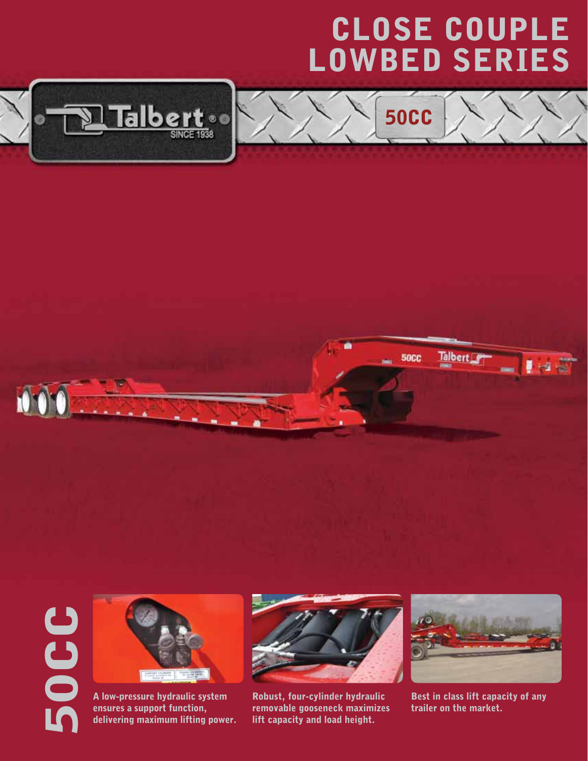# CLOSE COUPLE LOWBED SERIES

Talbert® SINCE 1938

50CC

50CC

A low-pressure hydraulic system ensures a support function, delivering maximum lifting power.

Robust, four-cylinder hydraulic removable gooseneck maximizes lift capacity and load height.

Best in class lift capacity of any trailer on the market.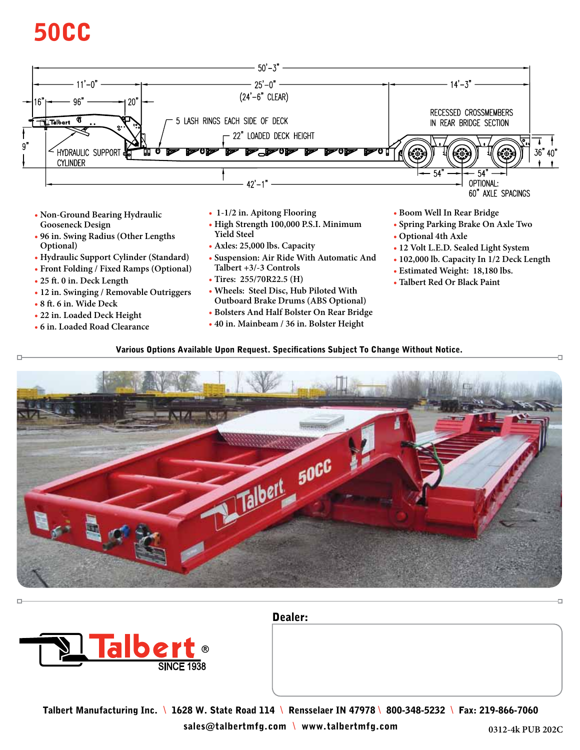# 50CC

50'-3"
11'-0"
25'-0"
(24'-6" CLEAR)
14'-3"
16"
96"
20"
5 LASH RINGS EACH SIDE OF DECK
22" LOADED DECK HEIGHT
RECESSED CROSSMEMBERS IN REAR BRIDGE SECTION
9"
HYDRAULIC SUPPORT CYLINDER
36"
40"
54"
54"
42'-1"
OPTIONAL: 60" AXLE SPACINGS

- Non-Ground Bearing Hydraulic Gooseneck Design
- 96 in. Swing Radius (Other Lengths Optional)
- Hydraulic Support Cylinder (Standard)
- Front Folding / Fixed Ramps (Optional)
- 25 ft. 0 in. Deck Length
- 12 in. Swinging / Removable Outriggers
- 8 ft. 6 in. Wide Deck
- 22 in. Loaded Deck Height
- 6 in. Loaded Road Clearance
- 1-1/2 in. Apitong Flooring
- High Strength 100,000 P.S.I. Minimum Yield Steel
- Axles: 25,000 lbs. Capacity
- Suspension: Air Ride With Automatic And Talbert +3/-3 Controls
- Tires: 255/70R22.5 (H)
- Wheels: Steel Disc, Hub Piloted With Outboard Brake Drums (ABS Optional)
- Bolsters And Half Bolster On Rear Bridge
- 40 in. Mainbeam / 36 in. Bolster Height
- Boom Well In Rear Bridge
- Spring Parking Brake On Axle Two
- Optional 4th Axle
- 12 Volt L.E.D. Sealed Light System
- 102,000 lb. Capacity In 1/2 Deck Length
- Estimated Weight: 18,180 lbs.
- Talbert Red Or Black Paint

**Various Options Available Upon Request. Specifications Subject To Change Without Notice.**

Talbert® SINCE 1938

**Dealer:**

**Talbert Manufacturing Inc. \ 1628 W. State Road 114 \ Rensselaer IN 47978 \ 800-348-5232 \ Fax: 219-866-7060**

**sales@talbertmfg.com \ www.talbertmfg.com**

0312-4k PUB 202C